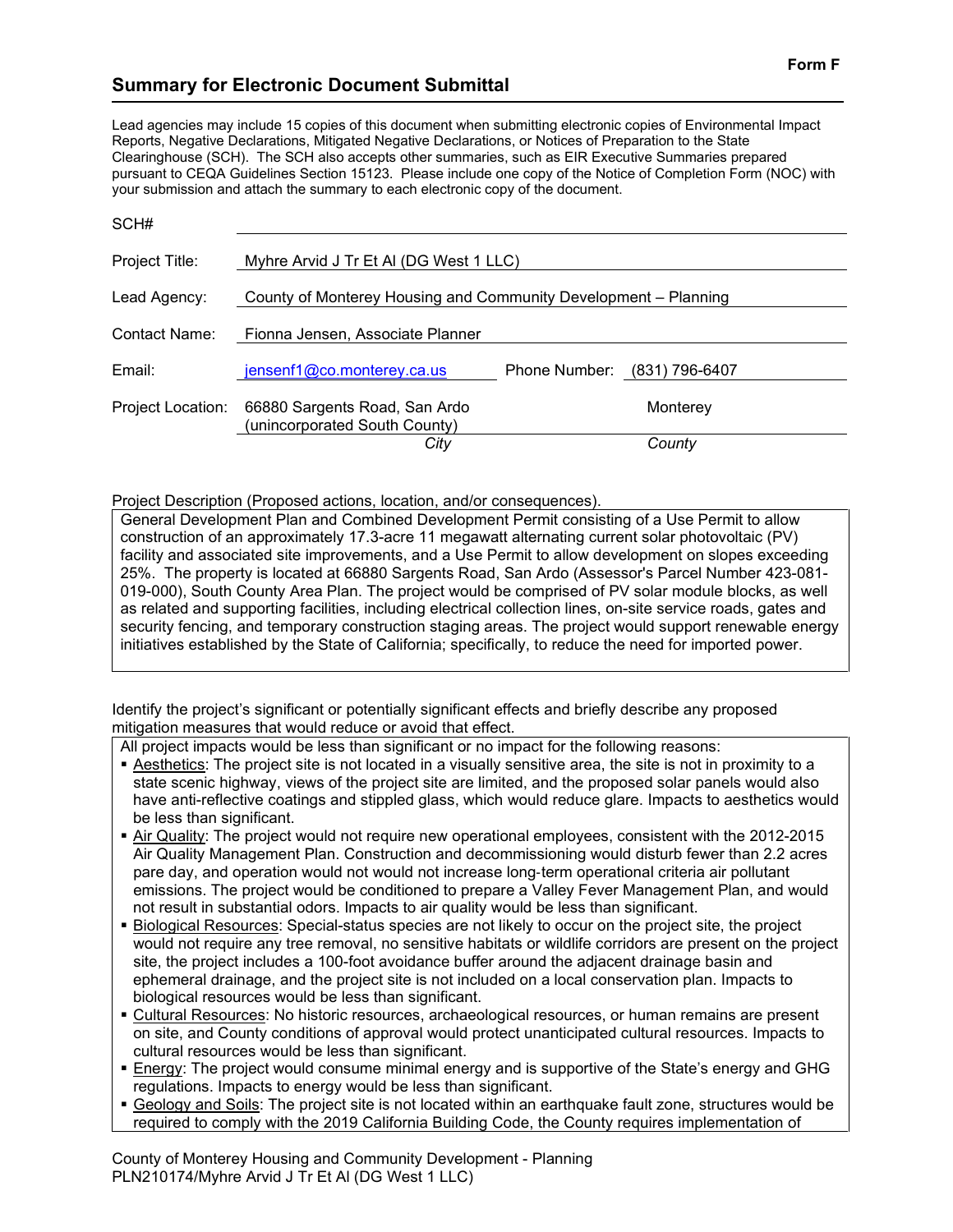Form F

## Summary for Electronic Document Submittal

Lead agencies may include 15 copies of this document when submitting electronic copies of Environmental Impact Reports, Negative Declarations, Mitigated Negative Declarations, or Notices of Preparation to the State Clearinghouse (SCH). The SCH also accepts other summaries, such as EIR Executive Summaries prepared pursuant to CEQA Guidelines Section 15123. Please include one copy of the Notice of Completion Form (NOC) with your submission and attach the summary to each electronic copy of the document.

SCH#

Project Title: Myhre Arvid J Tr Et Al (DG West 1 LLC)

Lead Agency: County of Monterey Housing and Community Development – Planning

Contact Name: Fionna Jensen, Associate Planner

Email: jensenf1@co.monterey.ca.us  Phone Number: (831) 796-6407

Project Location: 66880 Sargents Road, San Ardo (unincorporated South County) — *City*; Monterey — *County*

Project Description (Proposed actions, location, and/or consequences).

General Development Plan and Combined Development Permit consisting of a Use Permit to allow construction of an approximately 17.3-acre 11 megawatt alternating current solar photovoltaic (PV) facility and associated site improvements, and a Use Permit to allow development on slopes exceeding 25%. The property is located at 66880 Sargents Road, San Ardo (Assessor's Parcel Number 423-081-019-000), South County Area Plan. The project would be comprised of PV solar module blocks, as well as related and supporting facilities, including electrical collection lines, on-site service roads, gates and security fencing, and temporary construction staging areas. The project would support renewable energy initiatives established by the State of California; specifically, to reduce the need for imported power.

Identify the project's significant or potentially significant effects and briefly describe any proposed mitigation measures that would reduce or avoid that effect.

All project impacts would be less than significant or no impact for the following reasons:

- Aesthetics: The project site is not located in a visually sensitive area, the site is not in proximity to a state scenic highway, views of the project site are limited, and the proposed solar panels would also have anti-reflective coatings and stippled glass, which would reduce glare. Impacts to aesthetics would be less than significant.
- Air Quality: The project would not require new operational employees, consistent with the 2012-2015 Air Quality Management Plan. Construction and decommissioning would disturb fewer than 2.2 acres pare day, and operation would not would not increase long-term operational criteria air pollutant emissions. The project would be conditioned to prepare a Valley Fever Management Plan, and would not result in substantial odors. Impacts to air quality would be less than significant.
- Biological Resources: Special-status species are not likely to occur on the project site, the project would not require any tree removal, no sensitive habitats or wildlife corridors are present on the project site, the project includes a 100-foot avoidance buffer around the adjacent drainage basin and ephemeral drainage, and the project site is not included on a local conservation plan. Impacts to biological resources would be less than significant.
- Cultural Resources: No historic resources, archaeological resources, or human remains are present on site, and County conditions of approval would protect unanticipated cultural resources. Impacts to cultural resources would be less than significant.
- Energy: The project would consume minimal energy and is supportive of the State's energy and GHG regulations. Impacts to energy would be less than significant.
- Geology and Soils: The project site is not located within an earthquake fault zone, structures would be required to comply with the 2019 California Building Code, the County requires implementation of

County of Monterey Housing and Community Development - Planning
PLN210174/Myhre Arvid J Tr Et Al (DG West 1 LLC)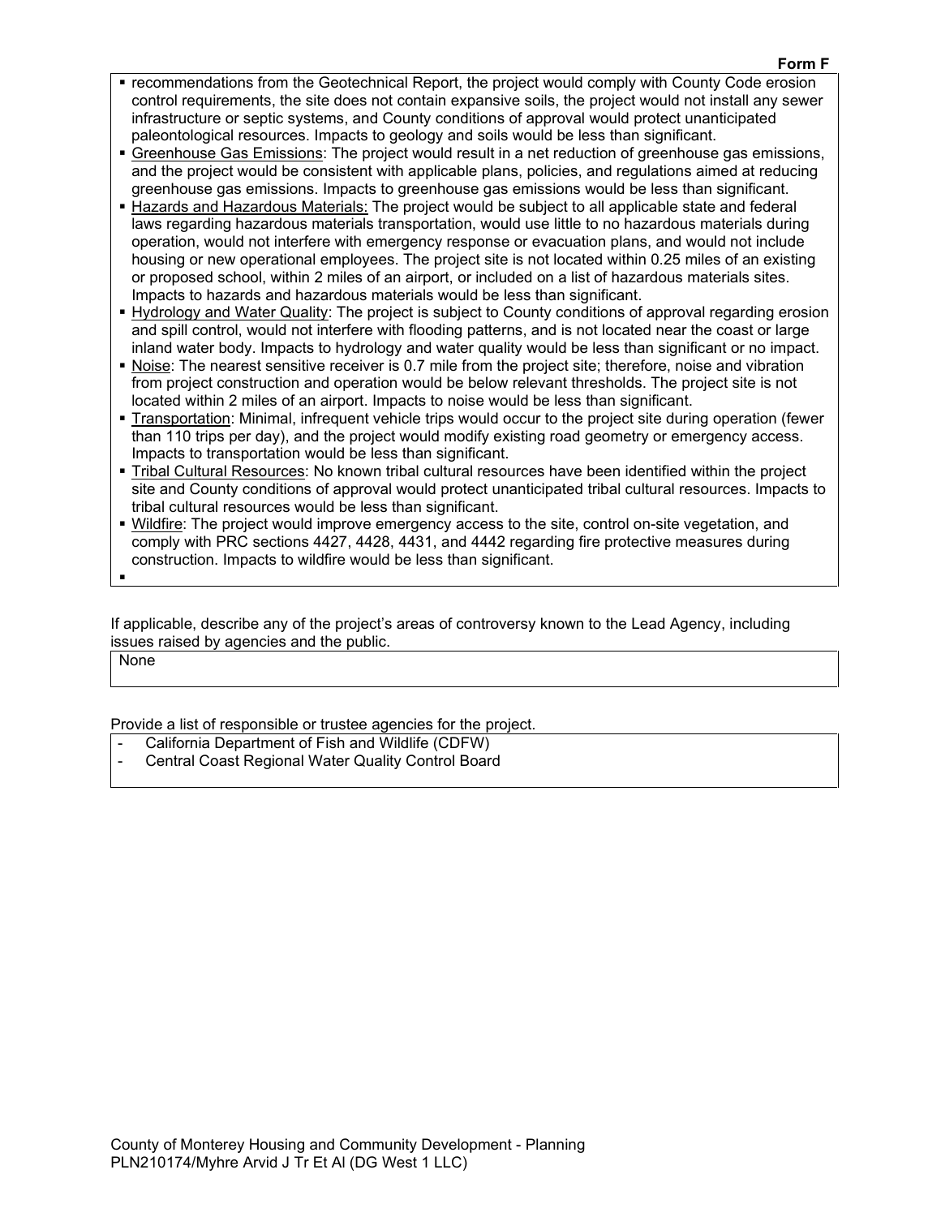- recommendations from the Geotechnical Report, the project would comply with County Code erosion control requirements, the site does not contain expansive soils, the project would not install any sewer infrastructure or septic systems, and County conditions of approval would protect unanticipated paleontological resources. Impacts to geology and soils would be less than significant.
- Greenhouse Gas Emissions: The project would result in a net reduction of greenhouse gas emissions, and the project would be consistent with applicable plans, policies, and regulations aimed at reducing greenhouse gas emissions. Impacts to greenhouse gas emissions would be less than significant.
- Hazards and Hazardous Materials: The project would be subject to all applicable state and federal laws regarding hazardous materials transportation, would use little to no hazardous materials during operation, would not interfere with emergency response or evacuation plans, and would not include housing or new operational employees. The project site is not located within 0.25 miles of an existing or proposed school, within 2 miles of an airport, or included on a list of hazardous materials sites. Impacts to hazards and hazardous materials would be less than significant.
- Hydrology and Water Quality: The project is subject to County conditions of approval regarding erosion and spill control, would not interfere with flooding patterns, and is not located near the coast or large inland water body. Impacts to hydrology and water quality would be less than significant or no impact.
- Noise: The nearest sensitive receiver is 0.7 mile from the project site; therefore, noise and vibration from project construction and operation would be below relevant thresholds. The project site is not located within 2 miles of an airport. Impacts to noise would be less than significant.
- Transportation: Minimal, infrequent vehicle trips would occur to the project site during operation (fewer than 110 trips per day), and the project would modify existing road geometry or emergency access. Impacts to transportation would be less than significant.
- Tribal Cultural Resources: No known tribal cultural resources have been identified within the project site and County conditions of approval would protect unanticipated tribal cultural resources. Impacts to tribal cultural resources would be less than significant.
- Wildfire: The project would improve emergency access to the site, control on-site vegetation, and comply with PRC sections 4427, 4428, 4431, and 4442 regarding fire protective measures during construction. Impacts to wildfire would be less than significant.
-

If applicable, describe any of the project's areas of controversy known to the Lead Agency, including issues raised by agencies and the public.

None

Provide a list of responsible or trustee agencies for the project.

- California Department of Fish and Wildlife (CDFW)
- Central Coast Regional Water Quality Control Board

County of Monterey Housing and Community Development - Planning
PLN210174/Myhre Arvid J Tr Et Al (DG West 1 LLC)